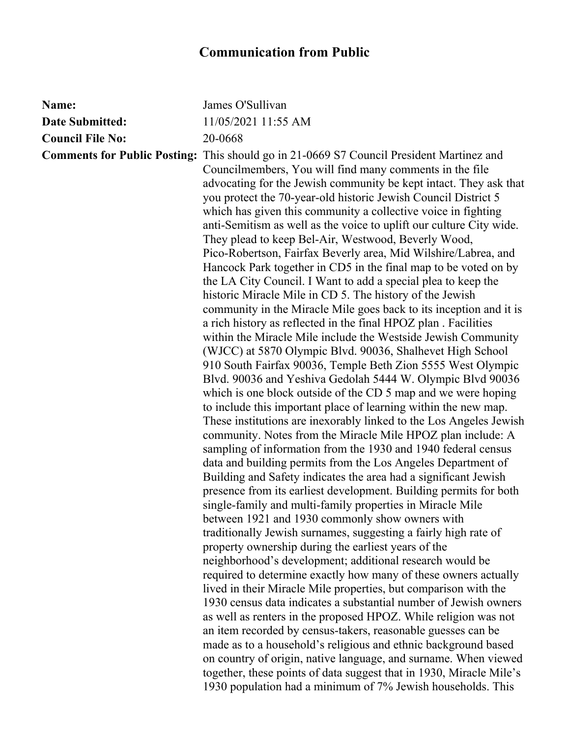# Communication from Public

**Name:** James O'Sullivan

**Date Submitted:** 11/05/2021 11:55 AM

**Council File No:** 20-0668

**Comments for Public Posting:** This should go in 21-0669 S7 Council President Martinez and Councilmembers, You will find many comments in the file advocating for the Jewish community be kept intact. They ask that you protect the 70-year-old historic Jewish Council District 5 which has given this community a collective voice in fighting anti-Semitism as well as the voice to uplift our culture City wide. They plead to keep Bel-Air, Westwood, Beverly Wood, Pico-Robertson, Fairfax Beverly area, Mid Wilshire/Labrea, and Hancock Park together in CD5 in the final map to be voted on by the LA City Council. I Want to add a special plea to keep the historic Miracle Mile in CD 5. The history of the Jewish community in the Miracle Mile goes back to its inception and it is a rich history as reflected in the final HPOZ plan . Facilities within the Miracle Mile include the Westside Jewish Community (WJCC) at 5870 Olympic Blvd. 90036, Shalhevet High School 910 South Fairfax 90036, Temple Beth Zion 5555 West Olympic Blvd. 90036 and Yeshiva Gedolah 5444 W. Olympic Blvd 90036 which is one block outside of the CD 5 map and we were hoping to include this important place of learning within the new map. These institutions are inexorably linked to the Los Angeles Jewish community. Notes from the Miracle Mile HPOZ plan include: A sampling of information from the 1930 and 1940 federal census data and building permits from the Los Angeles Department of Building and Safety indicates the area had a significant Jewish presence from its earliest development. Building permits for both single-family and multi-family properties in Miracle Mile between 1921 and 1930 commonly show owners with traditionally Jewish surnames, suggesting a fairly high rate of property ownership during the earliest years of the neighborhood's development; additional research would be required to determine exactly how many of these owners actually lived in their Miracle Mile properties, but comparison with the 1930 census data indicates a substantial number of Jewish owners as well as renters in the proposed HPOZ. While religion was not an item recorded by census-takers, reasonable guesses can be made as to a household's religious and ethnic background based on country of origin, native language, and surname. When viewed together, these points of data suggest that in 1930, Miracle Mile's 1930 population had a minimum of 7% Jewish households. This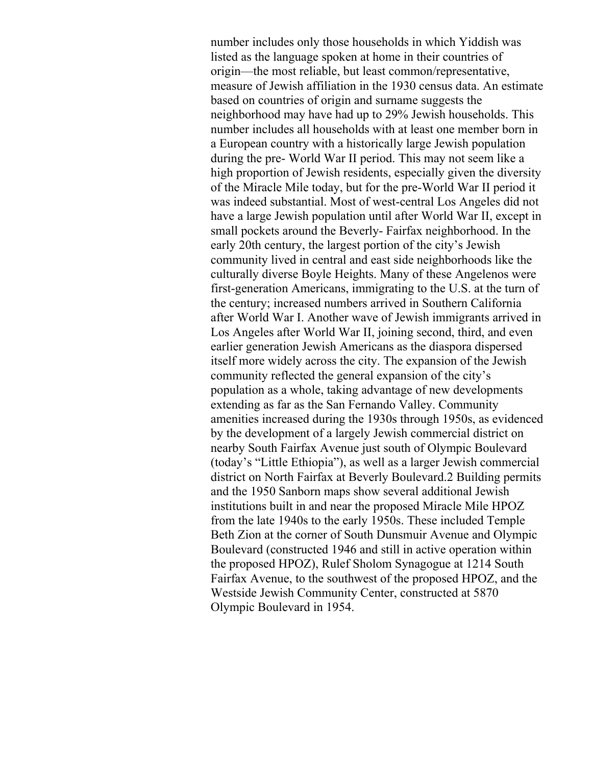number includes only those households in which Yiddish was listed as the language spoken at home in their countries of origin—the most reliable, but least common/representative, measure of Jewish affiliation in the 1930 census data. An estimate based on countries of origin and surname suggests the neighborhood may have had up to 29% Jewish households. This number includes all households with at least one member born in a European country with a historically large Jewish population during the pre- World War II period. This may not seem like a high proportion of Jewish residents, especially given the diversity of the Miracle Mile today, but for the pre-World War II period it was indeed substantial. Most of west-central Los Angeles did not have a large Jewish population until after World War II, except in small pockets around the Beverly- Fairfax neighborhood. In the early 20th century, the largest portion of the city's Jewish community lived in central and east side neighborhoods like the culturally diverse Boyle Heights. Many of these Angelenos were first-generation Americans, immigrating to the U.S. at the turn of the century; increased numbers arrived in Southern California after World War I. Another wave of Jewish immigrants arrived in Los Angeles after World War II, joining second, third, and even earlier generation Jewish Americans as the diaspora dispersed itself more widely across the city. The expansion of the Jewish community reflected the general expansion of the city's population as a whole, taking advantage of new developments extending as far as the San Fernando Valley. Community amenities increased during the 1930s through 1950s, as evidenced by the development of a largely Jewish commercial district on nearby South Fairfax Avenue just south of Olympic Boulevard (today's "Little Ethiopia"), as well as a larger Jewish commercial district on North Fairfax at Beverly Boulevard.[2] Building permits and the 1950 Sanborn maps show several additional Jewish institutions built in and near the proposed Miracle Mile HPOZ from the late 1940s to the early 1950s. These included Temple Beth Zion at the corner of South Dunsmuir Avenue and Olympic Boulevard (constructed 1946 and still in active operation within the proposed HPOZ), Rulef Sholom Synagogue at 1214 South Fairfax Avenue, to the southwest of the proposed HPOZ, and the Westside Jewish Community Center, constructed at 5870 Olympic Boulevard in 1954.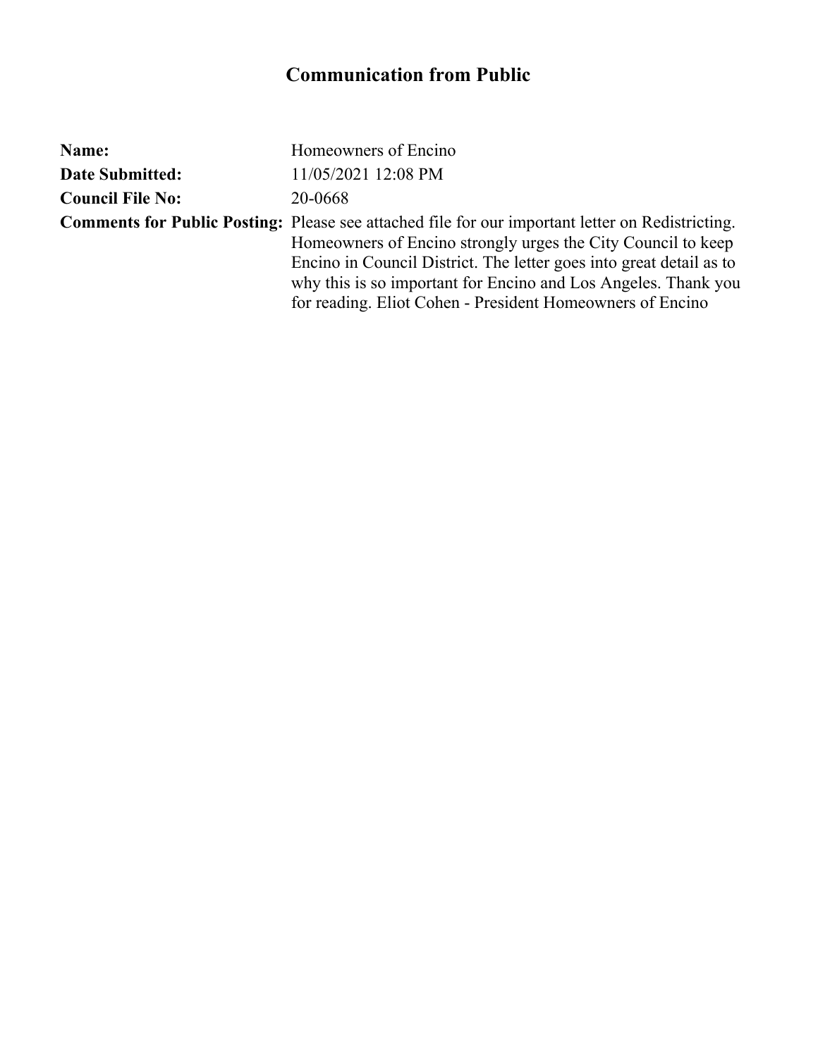# Communication from Public

| | |
|---|---|
| **Name:** | Homeowners of Encino |
| **Date Submitted:** | 11/05/2021 12:08 PM |
| **Council File No:** | 20-0668 |
| **Comments for Public Posting:** | Please see attached file for our important letter on Redistricting. Homeowners of Encino strongly urges the City Council to keep Encino in Council District. The letter goes into great detail as to why this is so important for Encino and Los Angeles. Thank you for reading. Eliot Cohen - President Homeowners of Encino |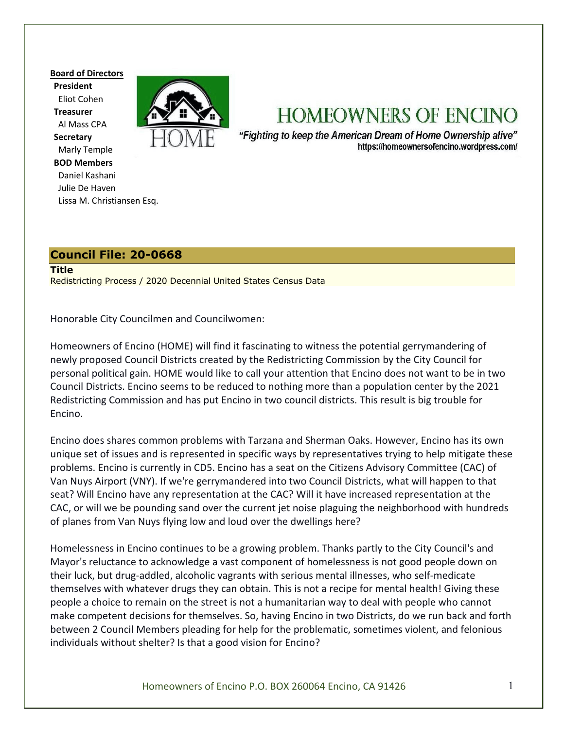**Board of Directors**

**President**
Eliot Cohen

**Treasurer**
Al Mass CPA

**Secretary**
Marly Temple

**BOD Members**
Daniel Kashani
Julie De Haven
Lissa M. Christiansen Esq.

# HOMEOWNERS OF ENCINO

*"Fighting to keep the American Dream of Home Ownership alive"*

https://homeownersofencino.wordpress.com/

## Council File: 20-0668

**Title**

Redistricting Process / 2020 Decennial United States Census Data

Honorable City Councilmen and Councilwomen:

Homeowners of Encino (HOME) will find it fascinating to witness the potential gerrymandering of newly proposed Council Districts created by the Redistricting Commission by the City Council for personal political gain. HOME would like to call your attention that Encino does not want to be in two Council Districts. Encino seems to be reduced to nothing more than a population center by the 2021 Redistricting Commission and has put Encino in two council districts. This result is big trouble for Encino.

Encino does shares common problems with Tarzana and Sherman Oaks. However, Encino has its own unique set of issues and is represented in specific ways by representatives trying to help mitigate these problems. Encino is currently in CD5. Encino has a seat on the Citizens Advisory Committee (CAC) of Van Nuys Airport (VNY). If we're gerrymandered into two Council Districts, what will happen to that seat? Will Encino have any representation at the CAC? Will it have increased representation at the CAC, or will we be pounding sand over the current jet noise plaguing the neighborhood with hundreds of planes from Van Nuys flying low and loud over the dwellings here?

Homelessness in Encino continues to be a growing problem. Thanks partly to the City Council's and Mayor's reluctance to acknowledge a vast component of homelessness is not good people down on their luck, but drug-addled, alcoholic vagrants with serious mental illnesses, who self-medicate themselves with whatever drugs they can obtain. This is not a recipe for mental health! Giving these people a choice to remain on the street is not a humanitarian way to deal with people who cannot make competent decisions for themselves. So, having Encino in two Districts, do we run back and forth between 2 Council Members pleading for help for the problematic, sometimes violent, and felonious individuals without shelter? Is that a good vision for Encino?

Homeowners of Encino P.O. BOX 260064 Encino, CA 91426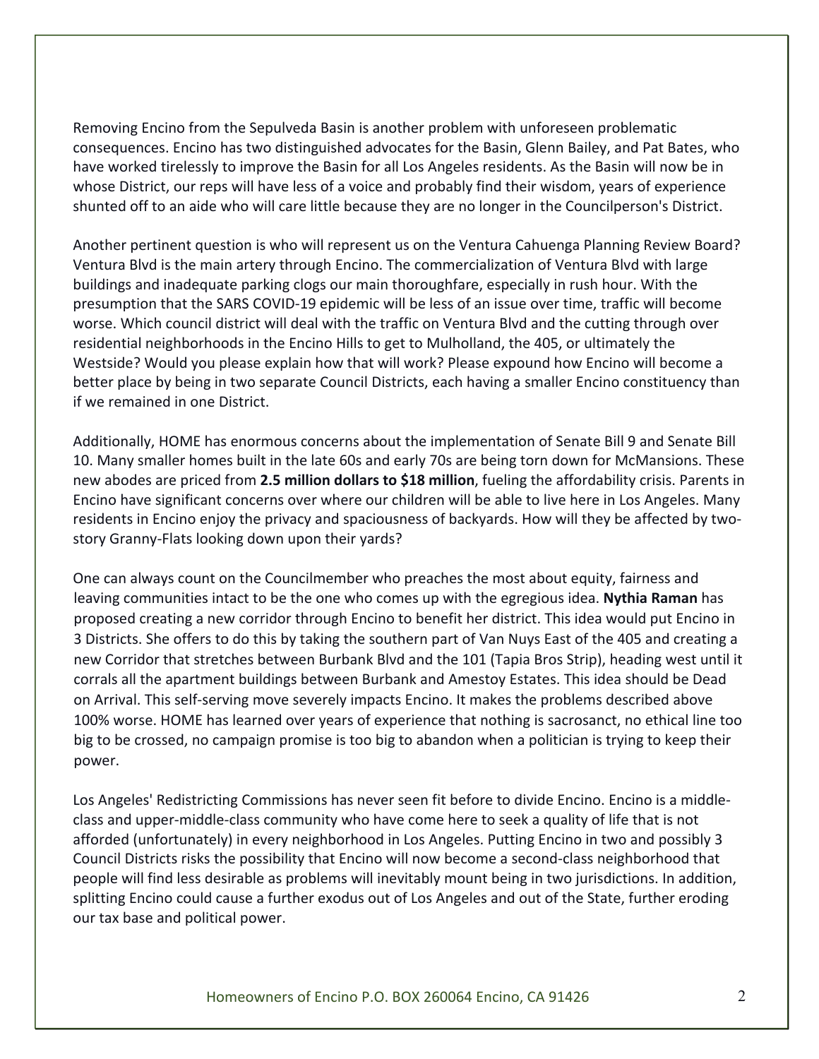Removing Encino from the Sepulveda Basin is another problem with unforeseen problematic consequences. Encino has two distinguished advocates for the Basin, Glenn Bailey, and Pat Bates, who have worked tirelessly to improve the Basin for all Los Angeles residents. As the Basin will now be in whose District, our reps will have less of a voice and probably find their wisdom, years of experience shunted off to an aide who will care little because they are no longer in the Councilperson's District.

Another pertinent question is who will represent us on the Ventura Cahuenga Planning Review Board? Ventura Blvd is the main artery through Encino. The commercialization of Ventura Blvd with large buildings and inadequate parking clogs our main thoroughfare, especially in rush hour. With the presumption that the SARS COVID-19 epidemic will be less of an issue over time, traffic will become worse. Which council district will deal with the traffic on Ventura Blvd and the cutting through over residential neighborhoods in the Encino Hills to get to Mulholland, the 405, or ultimately the Westside? Would you please explain how that will work? Please expound how Encino will become a better place by being in two separate Council Districts, each having a smaller Encino constituency than if we remained in one District.

Additionally, HOME has enormous concerns about the implementation of Senate Bill 9 and Senate Bill 10. Many smaller homes built in the late 60s and early 70s are being torn down for McMansions. These new abodes are priced from **2.5 million dollars to $18 million**, fueling the affordability crisis. Parents in Encino have significant concerns over where our children will be able to live here in Los Angeles. Many residents in Encino enjoy the privacy and spaciousness of backyards. How will they be affected by two-story Granny-Flats looking down upon their yards?

One can always count on the Councilmember who preaches the most about equity, fairness and leaving communities intact to be the one who comes up with the egregious idea. **Nythia Raman** has proposed creating a new corridor through Encino to benefit her district. This idea would put Encino in 3 Districts. She offers to do this by taking the southern part of Van Nuys East of the 405 and creating a new Corridor that stretches between Burbank Blvd and the 101 (Tapia Bros Strip), heading west until it corrals all the apartment buildings between Burbank and Amestoy Estates. This idea should be Dead on Arrival. This self-serving move severely impacts Encino. It makes the problems described above 100% worse. HOME has learned over years of experience that nothing is sacrosanct, no ethical line too big to be crossed, no campaign promise is too big to abandon when a politician is trying to keep their power.

Los Angeles' Redistricting Commissions has never seen fit before to divide Encino. Encino is a middle-class and upper-middle-class community who have come here to seek a quality of life that is not afforded (unfortunately) in every neighborhood in Los Angeles. Putting Encino in two and possibly 3 Council Districts risks the possibility that Encino will now become a second-class neighborhood that people will find less desirable as problems will inevitably mount being in two jurisdictions. In addition, splitting Encino could cause a further exodus out of Los Angeles and out of the State, further eroding our tax base and political power.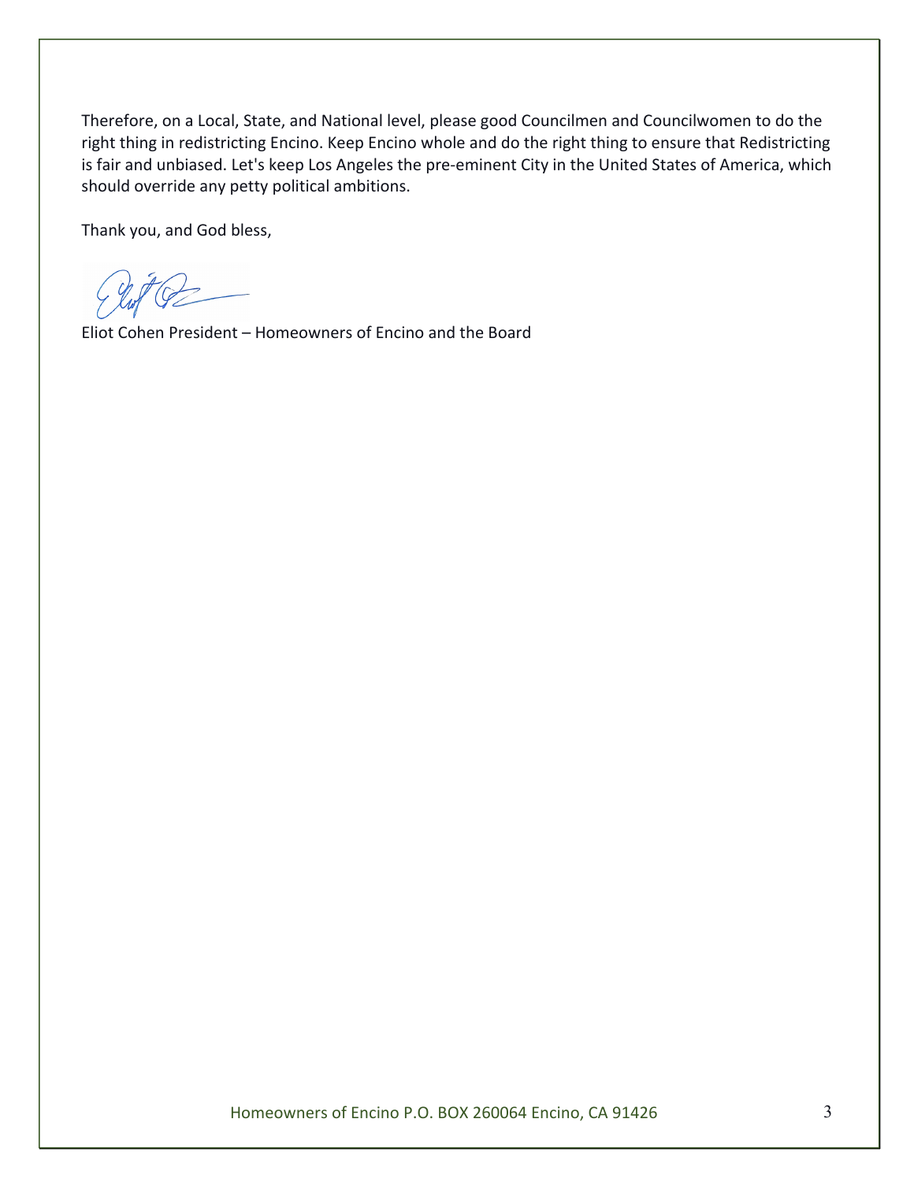Therefore, on a Local, State, and National level, please good Councilmen and Councilwomen to do the right thing in redistricting Encino. Keep Encino whole and do the right thing to ensure that Redistricting is fair and unbiased. Let's keep Los Angeles the pre-eminent City in the United States of America, which should override any petty political ambitions.

Thank you, and God bless,

Eliot Cohen President – Homeowners of Encino and the Board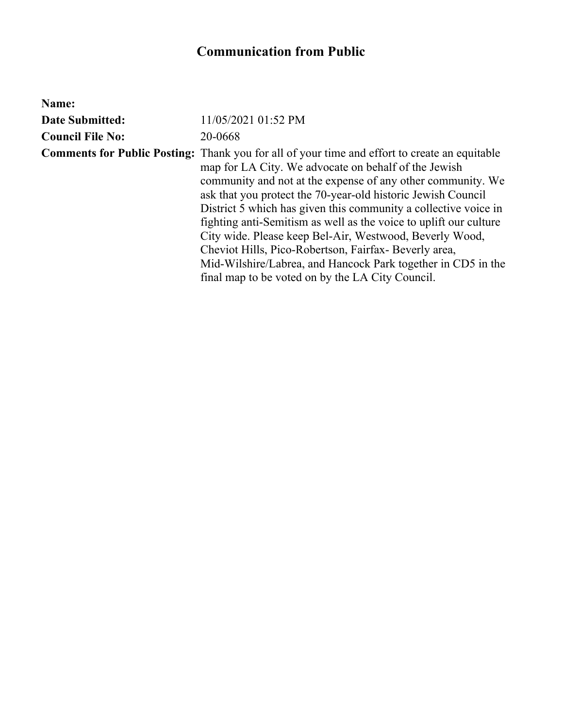# Communication from Public

**Name:**

**Date Submitted:** 11/05/2021 01:52 PM

**Council File No:** 20-0668

**Comments for Public Posting:** Thank you for all of your time and effort to create an equitable map for LA City. We advocate on behalf of the Jewish community and not at the expense of any other community. We ask that you protect the 70-year-old historic Jewish Council District 5 which has given this community a collective voice in fighting anti-Semitism as well as the voice to uplift our culture City wide. Please keep Bel-Air, Westwood, Beverly Wood, Cheviot Hills, Pico-Robertson, Fairfax- Beverly area, Mid-Wilshire/Labrea, and Hancock Park together in CD5 in the final map to be voted on by the LA City Council.